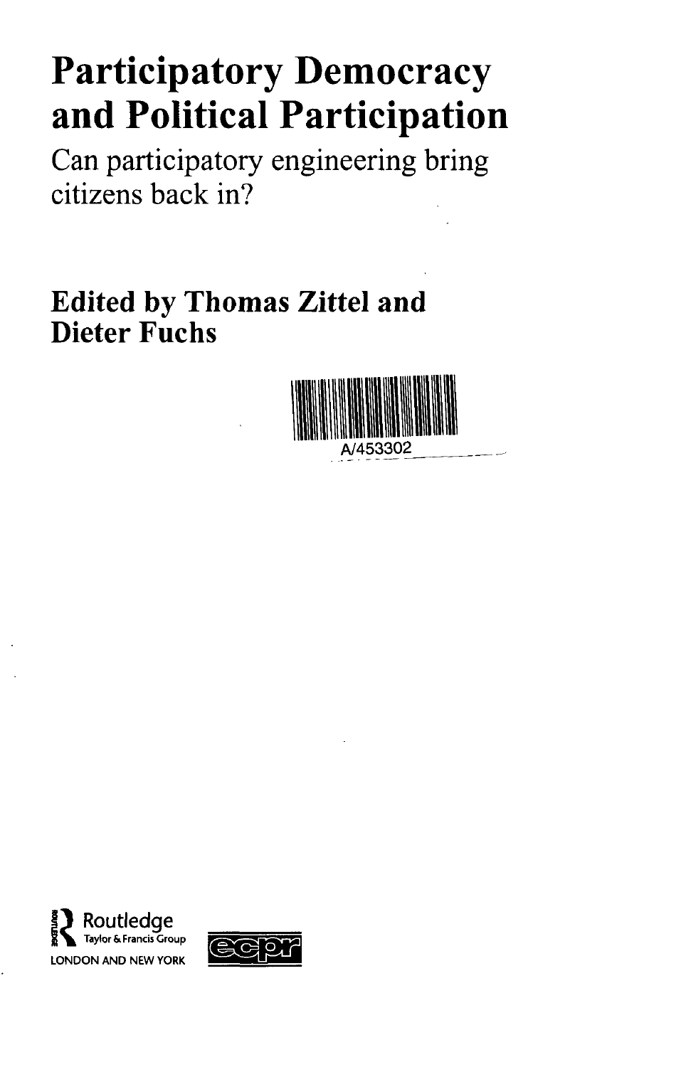# Participatory Democracy and Political Participation

## Can participatory engineering bring citizens back in?

**Edited by Thomas Zittel and Dieter Fuchs**

A/453302

Routledge
Taylor & Francis Group
LONDON AND NEW YORK

ecpr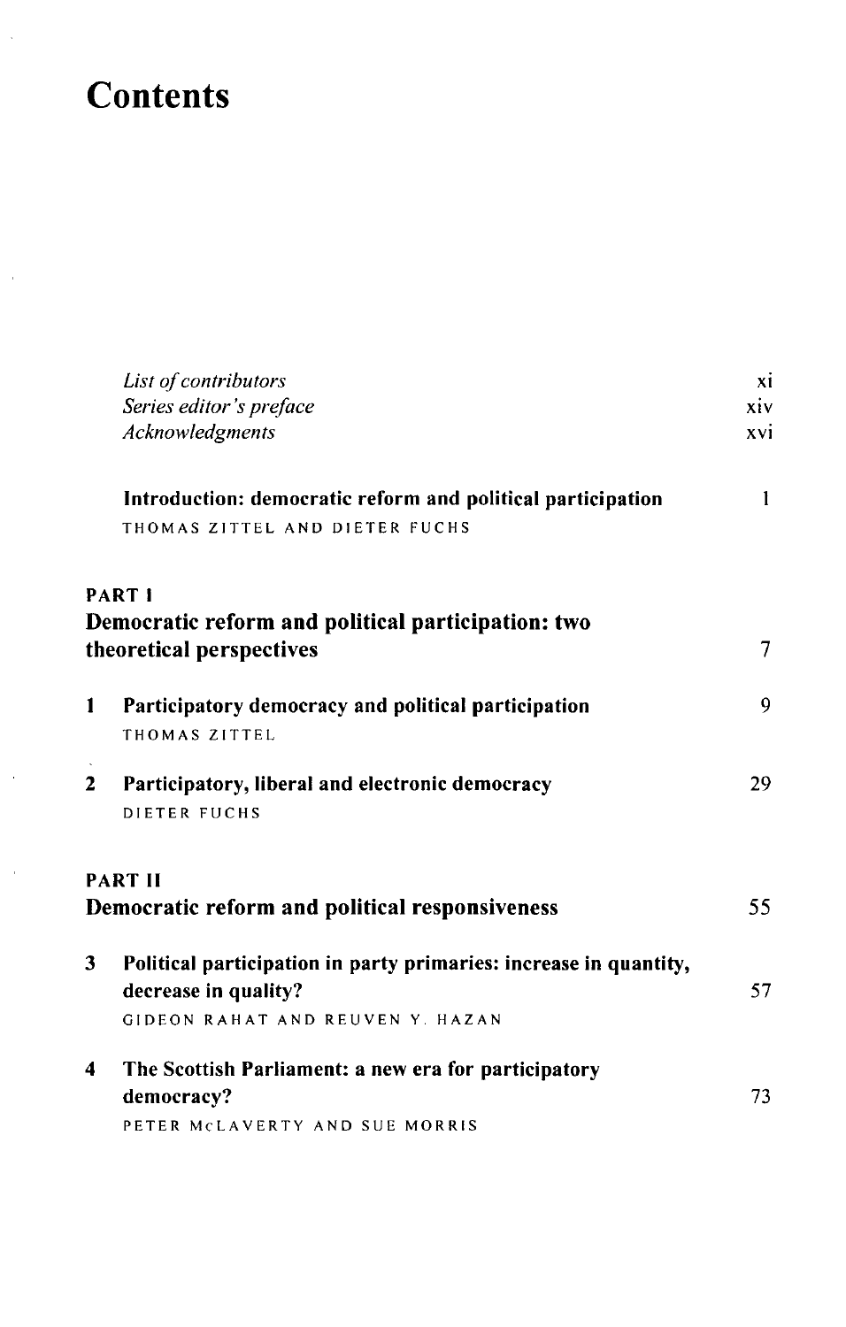# Contents

| | | |
|---|---|---|
| | *List of contributors* | xi |
| | *Series editor's preface* | xiv |
| | *Acknowledgments* | xvi |
| | **Introduction: democratic reform and political participation**<br>THOMAS ZITTEL AND DIETER FUCHS | 1 |

## PART I
## Democratic reform and political participation: two theoretical perspectives — 7

| | | |
|---|---|---|
| **1** | **Participatory democracy and political participation**<br>THOMAS ZITTEL | 9 |
| **2** | **Participatory, liberal and electronic democracy**<br>DIETER FUCHS | 29 |

## PART II
## Democratic reform and political responsiveness — 55

| | | |
|---|---|---|
| **3** | **Political participation in party primaries: increase in quantity, decrease in quality?**<br>GIDEON RAHAT AND REUVEN Y. HAZAN | 57 |
| **4** | **The Scottish Parliament: a new era for participatory democracy?**<br>PETER McLAVERTY AND SUE MORRIS | 73 |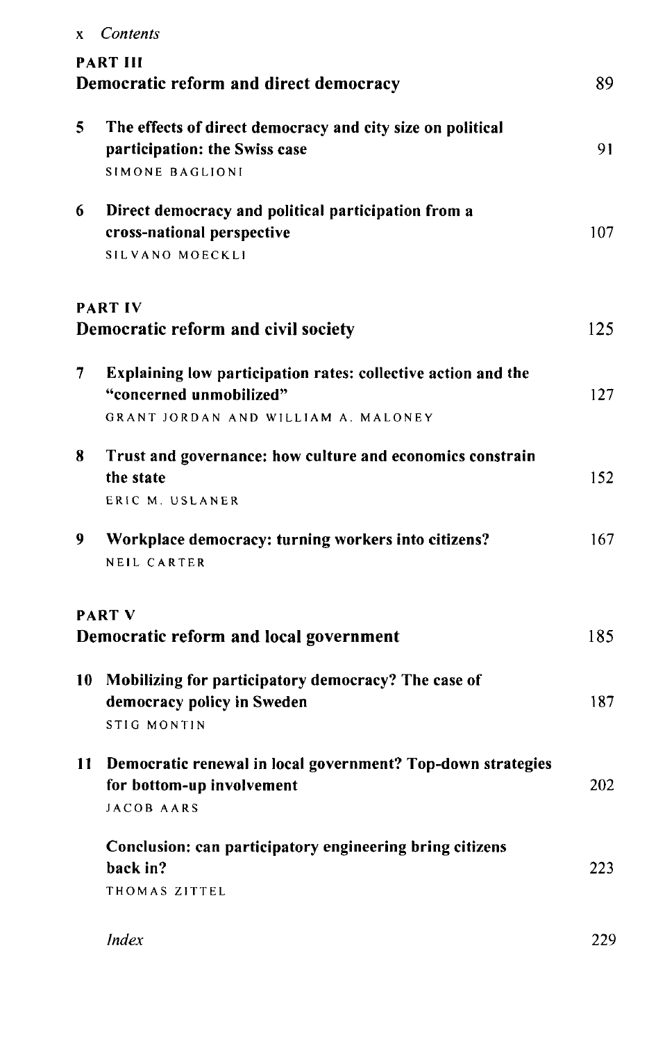## PART III
## Democratic reform and direct democracy — 89

5 **The effects of direct democracy and city size on political participation: the Swiss case** — 91
SIMONE BAGLIONI

6 **Direct democracy and political participation from a cross-national perspective** — 107
SILVANO MOECKLI

## PART IV
## Democratic reform and civil society — 125

7 **Explaining low participation rates: collective action and the "concerned unmobilized"** — 127
GRANT JORDAN AND WILLIAM A. MALONEY

8 **Trust and governance: how culture and economics constrain the state** — 152
ERIC M. USLANER

9 **Workplace democracy: turning workers into citizens?** — 167
NEIL CARTER

## PART V
## Democratic reform and local government — 185

10 **Mobilizing for participatory democracy? The case of democracy policy in Sweden** — 187
STIG MONTIN

11 **Democratic renewal in local government? Top-down strategies for bottom-up involvement** — 202
JACOB AARS

**Conclusion: can participatory engineering bring citizens back in?** — 223
THOMAS ZITTEL

*Index* — 229